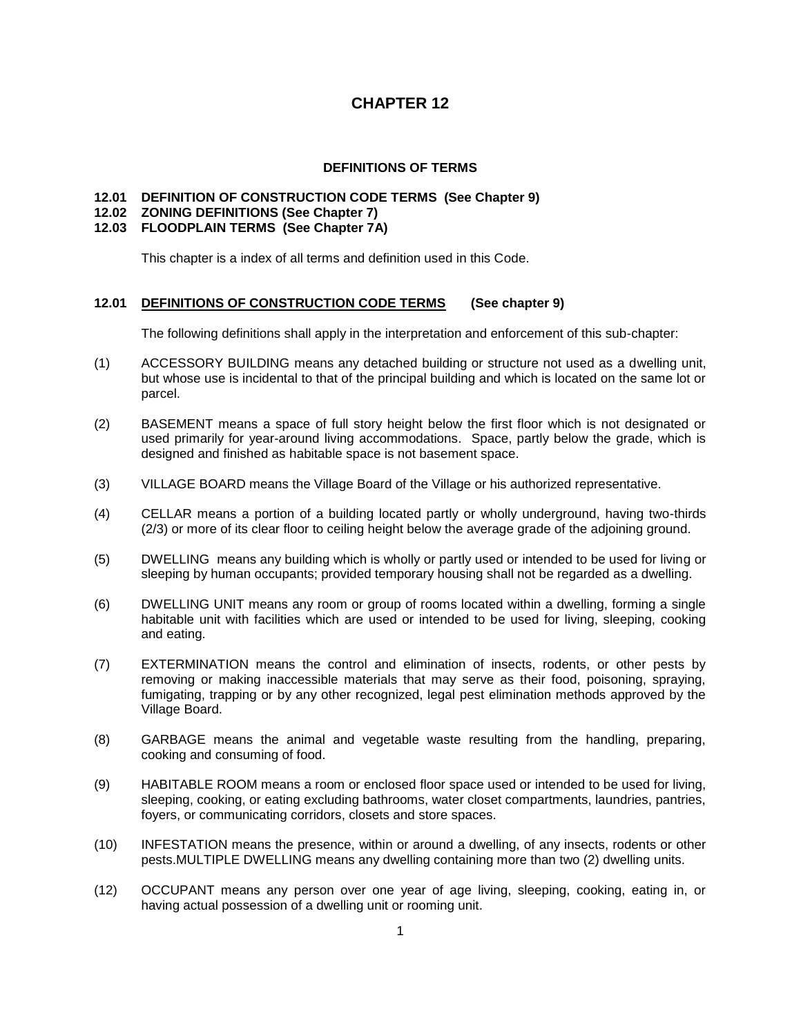# CHAPTER 12

## DEFINITIONS OF TERMS

**12.01 DEFINITION OF CONSTRUCTION CODE TERMS (See Chapter 9)**
**12.02 ZONING DEFINITIONS (See Chapter 7)**
**12.03 FLOODPLAIN TERMS (See Chapter 7A)**

This chapter is a index of all terms and definition used in this Code.

### 12.01 <u>DEFINITIONS OF CONSTRUCTION CODE TERMS</u> (See chapter 9)

The following definitions shall apply in the interpretation and enforcement of this sub-chapter:

(1) ACCESSORY BUILDING means any detached building or structure not used as a dwelling unit, but whose use is incidental to that of the principal building and which is located on the same lot or parcel.

(2) BASEMENT means a space of full story height below the first floor which is not designated or used primarily for year-around living accommodations. Space, partly below the grade, which is designed and finished as habitable space is not basement space.

(3) VILLAGE BOARD means the Village Board of the Village or his authorized representative.

(4) CELLAR means a portion of a building located partly or wholly underground, having two-thirds (2/3) or more of its clear floor to ceiling height below the average grade of the adjoining ground.

(5) DWELLING means any building which is wholly or partly used or intended to be used for living or sleeping by human occupants; provided temporary housing shall not be regarded as a dwelling.

(6) DWELLING UNIT means any room or group of rooms located within a dwelling, forming a single habitable unit with facilities which are used or intended to be used for living, sleeping, cooking and eating.

(7) EXTERMINATION means the control and elimination of insects, rodents, or other pests by removing or making inaccessible materials that may serve as their food, poisoning, spraying, fumigating, trapping or by any other recognized, legal pest elimination methods approved by the Village Board.

(8) GARBAGE means the animal and vegetable waste resulting from the handling, preparing, cooking and consuming of food.

(9) HABITABLE ROOM means a room or enclosed floor space used or intended to be used for living, sleeping, cooking, or eating excluding bathrooms, water closet compartments, laundries, pantries, foyers, or communicating corridors, closets and store spaces.

(10) INFESTATION means the presence, within or around a dwelling, of any insects, rodents or other pests.MULTIPLE DWELLING means any dwelling containing more than two (2) dwelling units.

(12) OCCUPANT means any person over one year of age living, sleeping, cooking, eating in, or having actual possession of a dwelling unit or rooming unit.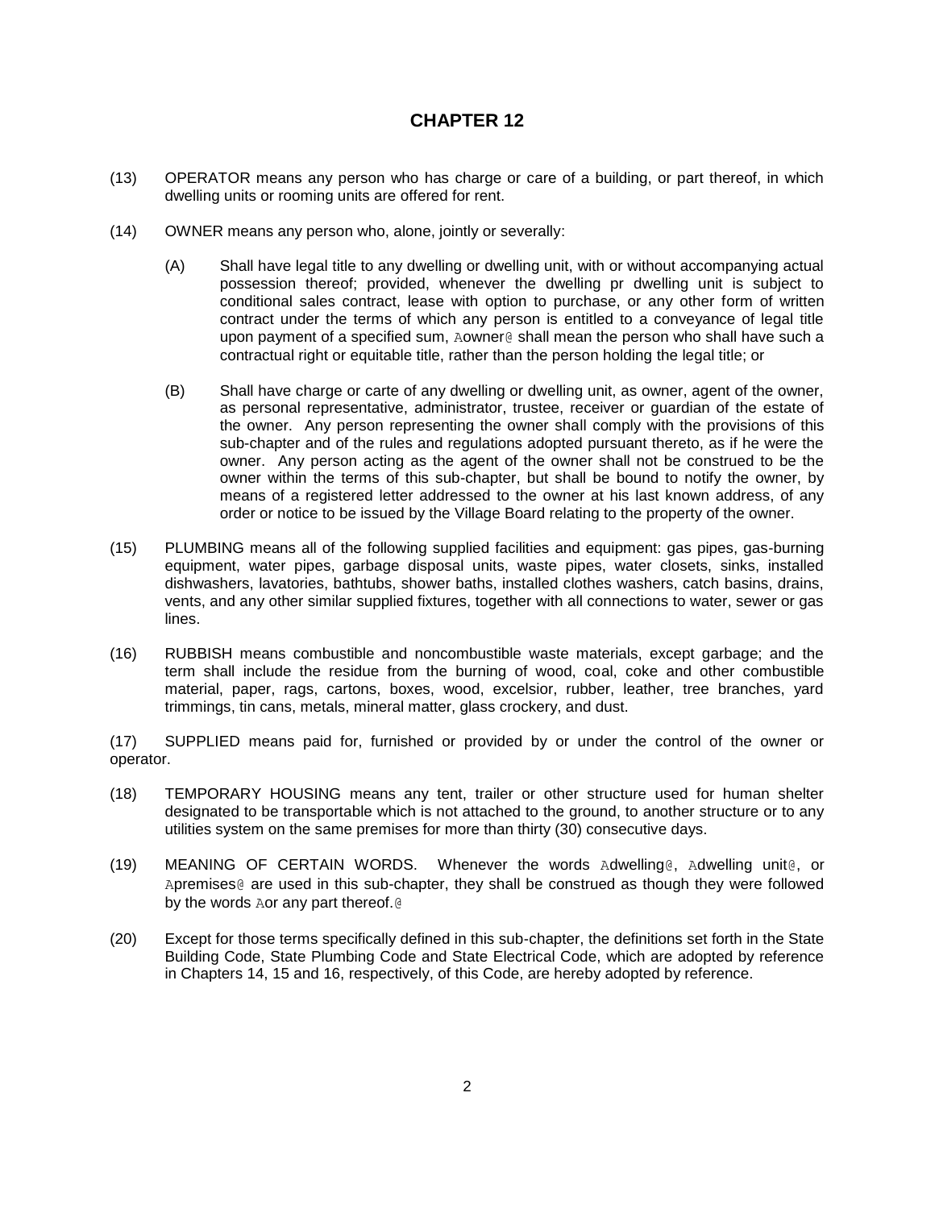# CHAPTER 12

(13) OPERATOR means any person who has charge or care of a building, or part thereof, in which dwelling units or rooming units are offered for rent.

(14) OWNER means any person who, alone, jointly or severally:

(A) Shall have legal title to any dwelling or dwelling unit, with or without accompanying actual possession thereof; provided, whenever the dwelling pr dwelling unit is subject to conditional sales contract, lease with option to purchase, or any other form of written contract under the terms of which any person is entitled to a conveyance of legal title upon payment of a specified sum, Aowner@ shall mean the person who shall have such a contractual right or equitable title, rather than the person holding the legal title; or

(B) Shall have charge or carte of any dwelling or dwelling unit, as owner, agent of the owner, as personal representative, administrator, trustee, receiver or guardian of the estate of the owner. Any person representing the owner shall comply with the provisions of this sub-chapter and of the rules and regulations adopted pursuant thereto, as if he were the owner. Any person acting as the agent of the owner shall not be construed to be the owner within the terms of this sub-chapter, but shall be bound to notify the owner, by means of a registered letter addressed to the owner at his last known address, of any order or notice to be issued by the Village Board relating to the property of the owner.

(15) PLUMBING means all of the following supplied facilities and equipment: gas pipes, gas-burning equipment, water pipes, garbage disposal units, waste pipes, water closets, sinks, installed dishwashers, lavatories, bathtubs, shower baths, installed clothes washers, catch basins, drains, vents, and any other similar supplied fixtures, together with all connections to water, sewer or gas lines.

(16) RUBBISH means combustible and noncombustible waste materials, except garbage; and the term shall include the residue from the burning of wood, coal, coke and other combustible material, paper, rags, cartons, boxes, wood, excelsior, rubber, leather, tree branches, yard trimmings, tin cans, metals, mineral matter, glass crockery, and dust.

(17) SUPPLIED means paid for, furnished or provided by or under the control of the owner or operator.

(18) TEMPORARY HOUSING means any tent, trailer or other structure used for human shelter designated to be transportable which is not attached to the ground, to another structure or to any utilities system on the same premises for more than thirty (30) consecutive days.

(19) MEANING OF CERTAIN WORDS. Whenever the words Adwelling@, Adwelling unit@, or Apremises@ are used in this sub-chapter, they shall be construed as though they were followed by the words Aor any part thereof.@

(20) Except for those terms specifically defined in this sub-chapter, the definitions set forth in the State Building Code, State Plumbing Code and State Electrical Code, which are adopted by reference in Chapters 14, 15 and 16, respectively, of this Code, are hereby adopted by reference.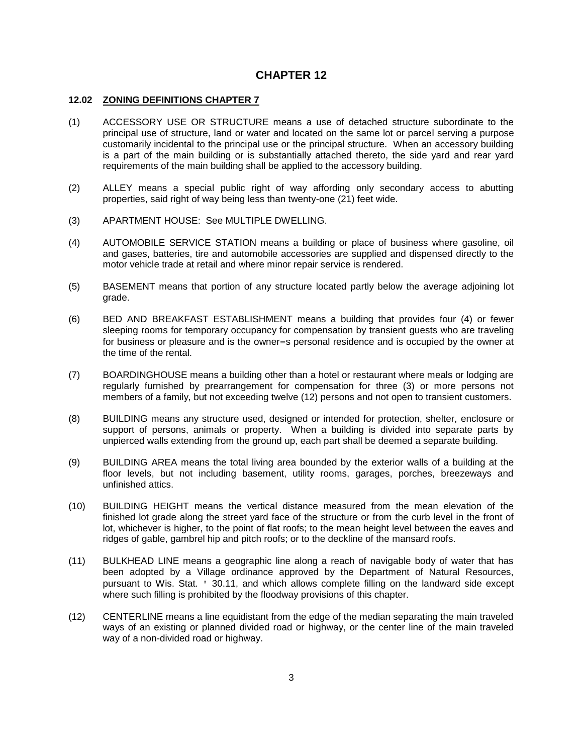# CHAPTER 12

**12.02 ZONING DEFINITIONS CHAPTER 7**

(1) ACCESSORY USE OR STRUCTURE means a use of detached structure subordinate to the principal use of structure, land or water and located on the same lot or parcel serving a purpose customarily incidental to the principal use or the principal structure. When an accessory building is a part of the main building or is substantially attached thereto, the side yard and rear yard requirements of the main building shall be applied to the accessory building.

(2) ALLEY means a special public right of way affording only secondary access to abutting properties, said right of way being less than twenty-one (21) feet wide.

(3) APARTMENT HOUSE: See MULTIPLE DWELLING.

(4) AUTOMOBILE SERVICE STATION means a building or place of business where gasoline, oil and gases, batteries, tire and automobile accessories are supplied and dispensed directly to the motor vehicle trade at retail and where minor repair service is rendered.

(5) BASEMENT means that portion of any structure located partly below the average adjoining lot grade.

(6) BED AND BREAKFAST ESTABLISHMENT means a building that provides four (4) or fewer sleeping rooms for temporary occupancy for compensation by transient guests who are traveling for business or pleasure and is the owner=s personal residence and is occupied by the owner at the time of the rental.

(7) BOARDINGHOUSE means a building other than a hotel or restaurant where meals or lodging are regularly furnished by prearrangement for compensation for three (3) or more persons not members of a family, but not exceeding twelve (12) persons and not open to transient customers.

(8) BUILDING means any structure used, designed or intended for protection, shelter, enclosure or support of persons, animals or property. When a building is divided into separate parts by unpierced walls extending from the ground up, each part shall be deemed a separate building.

(9) BUILDING AREA means the total living area bounded by the exterior walls of a building at the floor levels, but not including basement, utility rooms, garages, porches, breezeways and unfinished attics.

(10) BUILDING HEIGHT means the vertical distance measured from the mean elevation of the finished lot grade along the street yard face of the structure or from the curb level in the front of lot, whichever is higher, to the point of flat roofs; to the mean height level between the eaves and ridges of gable, gambrel hip and pitch roofs; or to the deckline of the mansard roofs.

(11) BULKHEAD LINE means a geographic line along a reach of navigable body of water that has been adopted by a Village ordinance approved by the Department of Natural Resources, pursuant to Wis. Stat. ' 30.11, and which allows complete filling on the landward side except where such filling is prohibited by the floodway provisions of this chapter.

(12) CENTERLINE means a line equidistant from the edge of the median separating the main traveled ways of an existing or planned divided road or highway, or the center line of the main traveled way of a non-divided road or highway.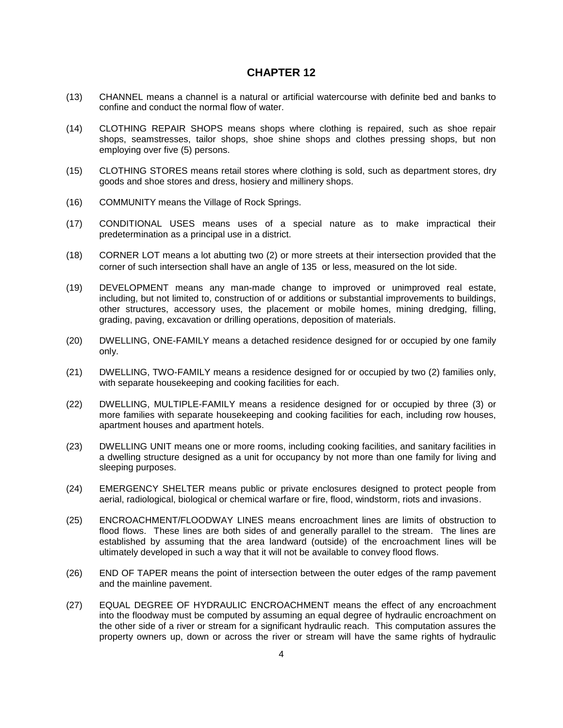# CHAPTER 12

(13) CHANNEL means a channel is a natural or artificial watercourse with definite bed and banks to confine and conduct the normal flow of water.

(14) CLOTHING REPAIR SHOPS means shops where clothing is repaired, such as shoe repair shops, seamstresses, tailor shops, shoe shine shops and clothes pressing shops, but non employing over five (5) persons.

(15) CLOTHING STORES means retail stores where clothing is sold, such as department stores, dry goods and shoe stores and dress, hosiery and millinery shops.

(16) COMMUNITY means the Village of Rock Springs.

(17) CONDITIONAL USES means uses of a special nature as to make impractical their predetermination as a principal use in a district.

(18) CORNER LOT means a lot abutting two (2) or more streets at their intersection provided that the corner of such intersection shall have an angle of 135  or less, measured on the lot side.

(19) DEVELOPMENT means any man-made change to improved or unimproved real estate, including, but not limited to, construction of or additions or substantial improvements to buildings, other structures, accessory uses, the placement or mobile homes, mining dredging, filling, grading, paving, excavation or drilling operations, deposition of materials.

(20) DWELLING, ONE-FAMILY means a detached residence designed for or occupied by one family only.

(21) DWELLING, TWO-FAMILY means a residence designed for or occupied by two (2) families only, with separate housekeeping and cooking facilities for each.

(22) DWELLING, MULTIPLE-FAMILY means a residence designed for or occupied by three (3) or more families with separate housekeeping and cooking facilities for each, including row houses, apartment houses and apartment hotels.

(23) DWELLING UNIT means one or more rooms, including cooking facilities, and sanitary facilities in a dwelling structure designed as a unit for occupancy by not more than one family for living and sleeping purposes.

(24) EMERGENCY SHELTER means public or private enclosures designed to protect people from aerial, radiological, biological or chemical warfare or fire, flood, windstorm, riots and invasions.

(25) ENCROACHMENT/FLOODWAY LINES means encroachment lines are limits of obstruction to flood flows. These lines are both sides of and generally parallel to the stream. The lines are established by assuming that the area landward (outside) of the encroachment lines will be ultimately developed in such a way that it will not be available to convey flood flows.

(26) END OF TAPER means the point of intersection between the outer edges of the ramp pavement and the mainline pavement.

(27) EQUAL DEGREE OF HYDRAULIC ENCROACHMENT means the effect of any encroachment into the floodway must be computed by assuming an equal degree of hydraulic encroachment on the other side of a river or stream for a significant hydraulic reach. This computation assures the property owners up, down or across the river or stream will have the same rights of hydraulic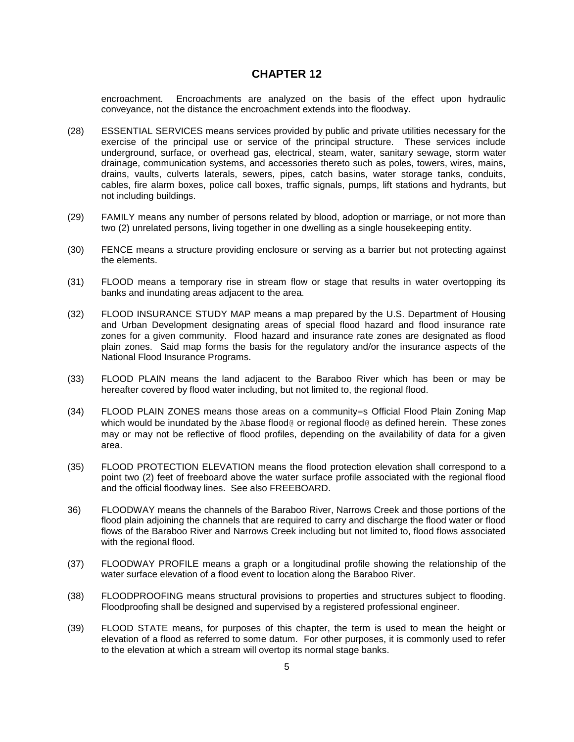# CHAPTER 12

encroachment. Encroachments are analyzed on the basis of the effect upon hydraulic conveyance, not the distance the encroachment extends into the floodway.

(28) ESSENTIAL SERVICES means services provided by public and private utilities necessary for the exercise of the principal use or service of the principal structure. These services include underground, surface, or overhead gas, electrical, steam, water, sanitary sewage, storm water drainage, communication systems, and accessories thereto such as poles, towers, wires, mains, drains, vaults, culverts laterals, sewers, pipes, catch basins, water storage tanks, conduits, cables, fire alarm boxes, police call boxes, traffic signals, pumps, lift stations and hydrants, but not including buildings.

(29) FAMILY means any number of persons related by blood, adoption or marriage, or not more than two (2) unrelated persons, living together in one dwelling as a single housekeeping entity.

(30) FENCE means a structure providing enclosure or serving as a barrier but not protecting against the elements.

(31) FLOOD means a temporary rise in stream flow or stage that results in water overtopping its banks and inundating areas adjacent to the area.

(32) FLOOD INSURANCE STUDY MAP means a map prepared by the U.S. Department of Housing and Urban Development designating areas of special flood hazard and flood insurance rate zones for a given community. Flood hazard and insurance rate zones are designated as flood plain zones. Said map forms the basis for the regulatory and/or the insurance aspects of the National Flood Insurance Programs.

(33) FLOOD PLAIN means the land adjacent to the Baraboo River which has been or may be hereafter covered by flood water including, but not limited to, the regional flood.

(34) FLOOD PLAIN ZONES means those areas on a community=s Official Flood Plain Zoning Map which would be inundated by the Abase flood@ or regional flood@ as defined herein. These zones may or may not be reflective of flood profiles, depending on the availability of data for a given area.

(35) FLOOD PROTECTION ELEVATION means the flood protection elevation shall correspond to a point two (2) feet of freeboard above the water surface profile associated with the regional flood and the official floodway lines. See also FREEBOARD.

36) FLOODWAY means the channels of the Baraboo River, Narrows Creek and those portions of the flood plain adjoining the channels that are required to carry and discharge the flood water or flood flows of the Baraboo River and Narrows Creek including but not limited to, flood flows associated with the regional flood.

(37) FLOODWAY PROFILE means a graph or a longitudinal profile showing the relationship of the water surface elevation of a flood event to location along the Baraboo River.

(38) FLOODPROOFING means structural provisions to properties and structures subject to flooding. Floodproofing shall be designed and supervised by a registered professional engineer.

(39) FLOOD STATE means, for purposes of this chapter, the term is used to mean the height or elevation of a flood as referred to some datum. For other purposes, it is commonly used to refer to the elevation at which a stream will overtop its normal stage banks.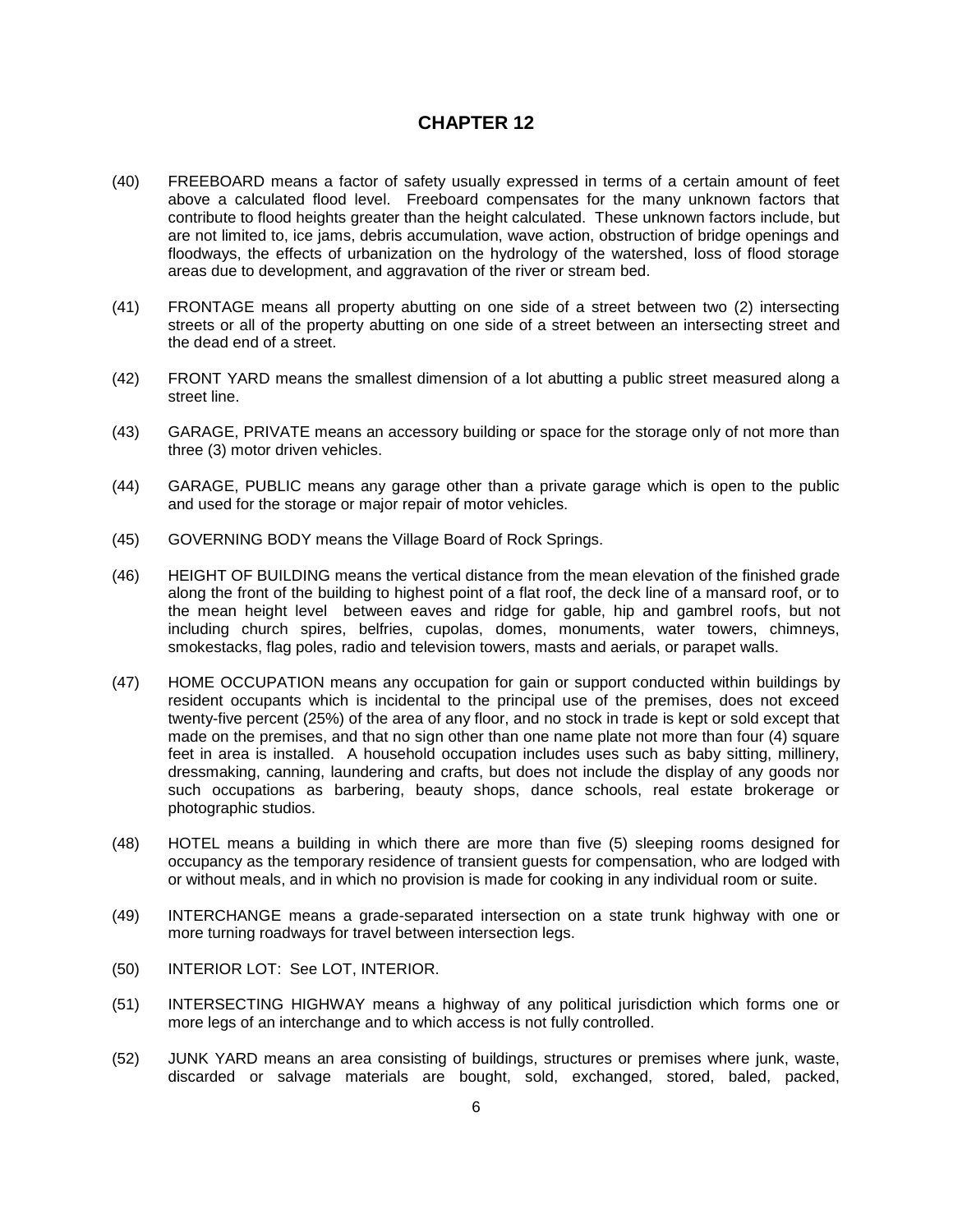## CHAPTER 12

(40) FREEBOARD means a factor of safety usually expressed in terms of a certain amount of feet above a calculated flood level. Freeboard compensates for the many unknown factors that contribute to flood heights greater than the height calculated. These unknown factors include, but are not limited to, ice jams, debris accumulation, wave action, obstruction of bridge openings and floodways, the effects of urbanization on the hydrology of the watershed, loss of flood storage areas due to development, and aggravation of the river or stream bed.

(41) FRONTAGE means all property abutting on one side of a street between two (2) intersecting streets or all of the property abutting on one side of a street between an intersecting street and the dead end of a street.

(42) FRONT YARD means the smallest dimension of a lot abutting a public street measured along a street line.

(43) GARAGE, PRIVATE means an accessory building or space for the storage only of not more than three (3) motor driven vehicles.

(44) GARAGE, PUBLIC means any garage other than a private garage which is open to the public and used for the storage or major repair of motor vehicles.

(45) GOVERNING BODY means the Village Board of Rock Springs.

(46) HEIGHT OF BUILDING means the vertical distance from the mean elevation of the finished grade along the front of the building to highest point of a flat roof, the deck line of a mansard roof, or to the mean height level between eaves and ridge for gable, hip and gambrel roofs, but not including church spires, belfries, cupolas, domes, monuments, water towers, chimneys, smokestacks, flag poles, radio and television towers, masts and aerials, or parapet walls.

(47) HOME OCCUPATION means any occupation for gain or support conducted within buildings by resident occupants which is incidental to the principal use of the premises, does not exceed twenty-five percent (25%) of the area of any floor, and no stock in trade is kept or sold except that made on the premises, and that no sign other than one name plate not more than four (4) square feet in area is installed. A household occupation includes uses such as baby sitting, millinery, dressmaking, canning, laundering and crafts, but does not include the display of any goods nor such occupations as barbering, beauty shops, dance schools, real estate brokerage or photographic studios.

(48) HOTEL means a building in which there are more than five (5) sleeping rooms designed for occupancy as the temporary residence of transient guests for compensation, who are lodged with or without meals, and in which no provision is made for cooking in any individual room or suite.

(49) INTERCHANGE means a grade-separated intersection on a state trunk highway with one or more turning roadways for travel between intersection legs.

(50) INTERIOR LOT: See LOT, INTERIOR.

(51) INTERSECTING HIGHWAY means a highway of any political jurisdiction which forms one or more legs of an interchange and to which access is not fully controlled.

(52) JUNK YARD means an area consisting of buildings, structures or premises where junk, waste, discarded or salvage materials are bought, sold, exchanged, stored, baled, packed,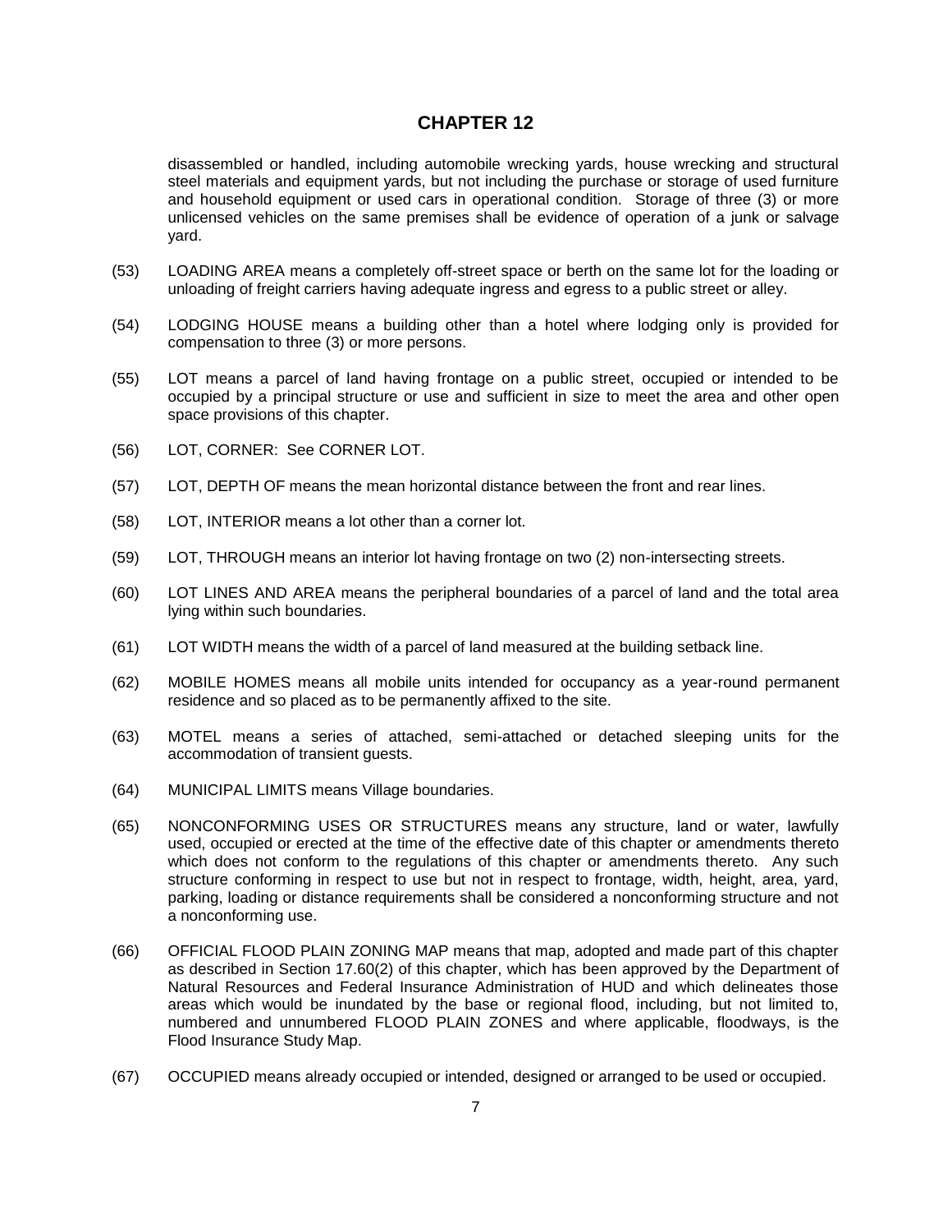# CHAPTER 12

disassembled or handled, including automobile wrecking yards, house wrecking and structural steel materials and equipment yards, but not including the purchase or storage of used furniture and household equipment or used cars in operational condition. Storage of three (3) or more unlicensed vehicles on the same premises shall be evidence of operation of a junk or salvage yard.

(53) LOADING AREA means a completely off-street space or berth on the same lot for the loading or unloading of freight carriers having adequate ingress and egress to a public street or alley.

(54) LODGING HOUSE means a building other than a hotel where lodging only is provided for compensation to three (3) or more persons.

(55) LOT means a parcel of land having frontage on a public street, occupied or intended to be occupied by a principal structure or use and sufficient in size to meet the area and other open space provisions of this chapter.

(56) LOT, CORNER: See CORNER LOT.

(57) LOT, DEPTH OF means the mean horizontal distance between the front and rear lines.

(58) LOT, INTERIOR means a lot other than a corner lot.

(59) LOT, THROUGH means an interior lot having frontage on two (2) non-intersecting streets.

(60) LOT LINES AND AREA means the peripheral boundaries of a parcel of land and the total area lying within such boundaries.

(61) LOT WIDTH means the width of a parcel of land measured at the building setback line.

(62) MOBILE HOMES means all mobile units intended for occupancy as a year-round permanent residence and so placed as to be permanently affixed to the site.

(63) MOTEL means a series of attached, semi-attached or detached sleeping units for the accommodation of transient guests.

(64) MUNICIPAL LIMITS means Village boundaries.

(65) NONCONFORMING USES OR STRUCTURES means any structure, land or water, lawfully used, occupied or erected at the time of the effective date of this chapter or amendments thereto which does not conform to the regulations of this chapter or amendments thereto. Any such structure conforming in respect to use but not in respect to frontage, width, height, area, yard, parking, loading or distance requirements shall be considered a nonconforming structure and not a nonconforming use.

(66) OFFICIAL FLOOD PLAIN ZONING MAP means that map, adopted and made part of this chapter as described in Section 17.60(2) of this chapter, which has been approved by the Department of Natural Resources and Federal Insurance Administration of HUD and which delineates those areas which would be inundated by the base or regional flood, including, but not limited to, numbered and unnumbered FLOOD PLAIN ZONES and where applicable, floodways, is the Flood Insurance Study Map.

(67) OCCUPIED means already occupied or intended, designed or arranged to be used or occupied.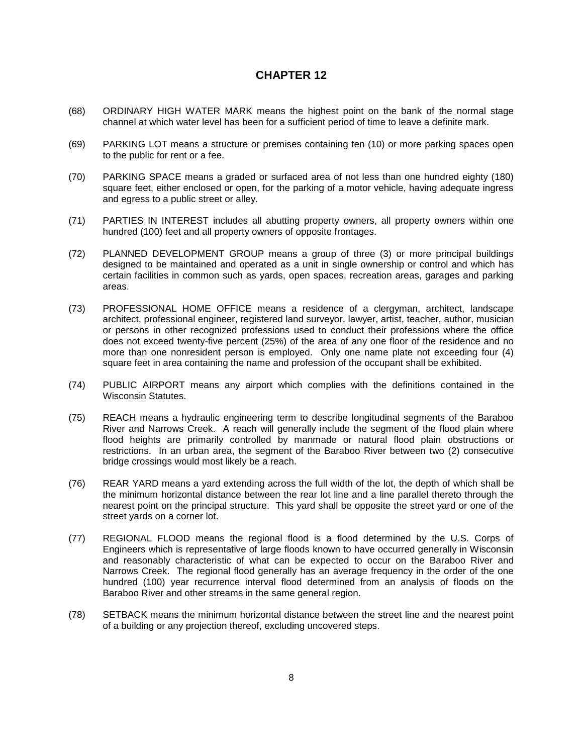# CHAPTER 12

(68) ORDINARY HIGH WATER MARK means the highest point on the bank of the normal stage channel at which water level has been for a sufficient period of time to leave a definite mark.

(69) PARKING LOT means a structure or premises containing ten (10) or more parking spaces open to the public for rent or a fee.

(70) PARKING SPACE means a graded or surfaced area of not less than one hundred eighty (180) square feet, either enclosed or open, for the parking of a motor vehicle, having adequate ingress and egress to a public street or alley.

(71) PARTIES IN INTEREST includes all abutting property owners, all property owners within one hundred (100) feet and all property owners of opposite frontages.

(72) PLANNED DEVELOPMENT GROUP means a group of three (3) or more principal buildings designed to be maintained and operated as a unit in single ownership or control and which has certain facilities in common such as yards, open spaces, recreation areas, garages and parking areas.

(73) PROFESSIONAL HOME OFFICE means a residence of a clergyman, architect, landscape architect, professional engineer, registered land surveyor, lawyer, artist, teacher, author, musician or persons in other recognized professions used to conduct their professions where the office does not exceed twenty-five percent (25%) of the area of any one floor of the residence and no more than one nonresident person is employed. Only one name plate not exceeding four (4) square feet in area containing the name and profession of the occupant shall be exhibited.

(74) PUBLIC AIRPORT means any airport which complies with the definitions contained in the Wisconsin Statutes.

(75) REACH means a hydraulic engineering term to describe longitudinal segments of the Baraboo River and Narrows Creek. A reach will generally include the segment of the flood plain where flood heights are primarily controlled by manmade or natural flood plain obstructions or restrictions. In an urban area, the segment of the Baraboo River between two (2) consecutive bridge crossings would most likely be a reach.

(76) REAR YARD means a yard extending across the full width of the lot, the depth of which shall be the minimum horizontal distance between the rear lot line and a line parallel thereto through the nearest point on the principal structure. This yard shall be opposite the street yard or one of the street yards on a corner lot.

(77) REGIONAL FLOOD means the regional flood is a flood determined by the U.S. Corps of Engineers which is representative of large floods known to have occurred generally in Wisconsin and reasonably characteristic of what can be expected to occur on the Baraboo River and Narrows Creek. The regional flood generally has an average frequency in the order of the one hundred (100) year recurrence interval flood determined from an analysis of floods on the Baraboo River and other streams in the same general region.

(78) SETBACK means the minimum horizontal distance between the street line and the nearest point of a building or any projection thereof, excluding uncovered steps.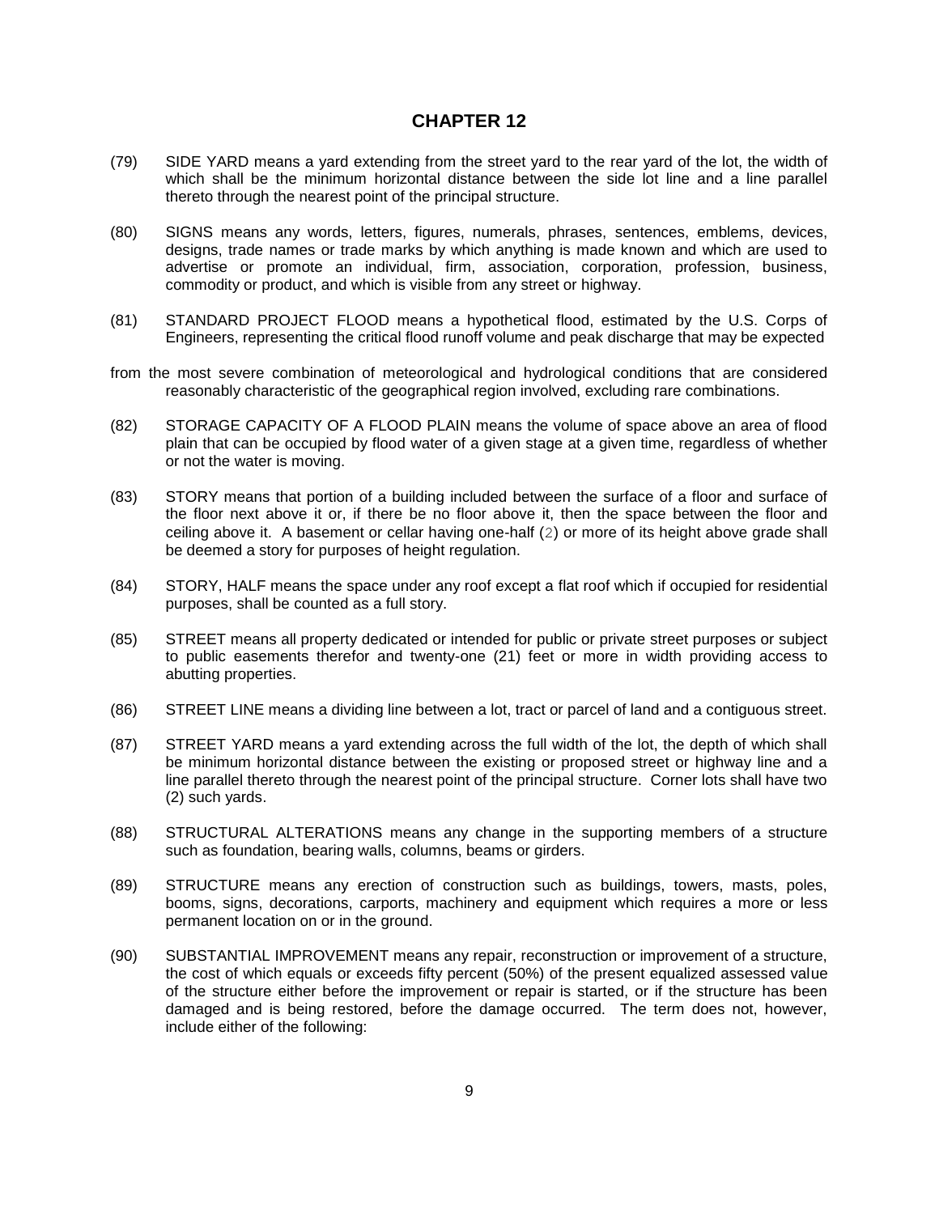# CHAPTER 12

(79) SIDE YARD means a yard extending from the street yard to the rear yard of the lot, the width of which shall be the minimum horizontal distance between the side lot line and a line parallel thereto through the nearest point of the principal structure.

(80) SIGNS means any words, letters, figures, numerals, phrases, sentences, emblems, devices, designs, trade names or trade marks by which anything is made known and which are used to advertise or promote an individual, firm, association, corporation, profession, business, commodity or product, and which is visible from any street or highway.

(81) STANDARD PROJECT FLOOD means a hypothetical flood, estimated by the U.S. Corps of Engineers, representing the critical flood runoff volume and peak discharge that may be expected

from the most severe combination of meteorological and hydrological conditions that are considered reasonably characteristic of the geographical region involved, excluding rare combinations.

(82) STORAGE CAPACITY OF A FLOOD PLAIN means the volume of space above an area of flood plain that can be occupied by flood water of a given stage at a given time, regardless of whether or not the water is moving.

(83) STORY means that portion of a building included between the surface of a floor and surface of the floor next above it or, if there be no floor above it, then the space between the floor and ceiling above it. A basement or cellar having one-half (2) or more of its height above grade shall be deemed a story for purposes of height regulation.

(84) STORY, HALF means the space under any roof except a flat roof which if occupied for residential purposes, shall be counted as a full story.

(85) STREET means all property dedicated or intended for public or private street purposes or subject to public easements therefor and twenty-one (21) feet or more in width providing access to abutting properties.

(86) STREET LINE means a dividing line between a lot, tract or parcel of land and a contiguous street.

(87) STREET YARD means a yard extending across the full width of the lot, the depth of which shall be minimum horizontal distance between the existing or proposed street or highway line and a line parallel thereto through the nearest point of the principal structure. Corner lots shall have two (2) such yards.

(88) STRUCTURAL ALTERATIONS means any change in the supporting members of a structure such as foundation, bearing walls, columns, beams or girders.

(89) STRUCTURE means any erection of construction such as buildings, towers, masts, poles, booms, signs, decorations, carports, machinery and equipment which requires a more or less permanent location on or in the ground.

(90) SUBSTANTIAL IMPROVEMENT means any repair, reconstruction or improvement of a structure, the cost of which equals or exceeds fifty percent (50%) of the present equalized assessed value of the structure either before the improvement or repair is started, or if the structure has been damaged and is being restored, before the damage occurred. The term does not, however, include either of the following: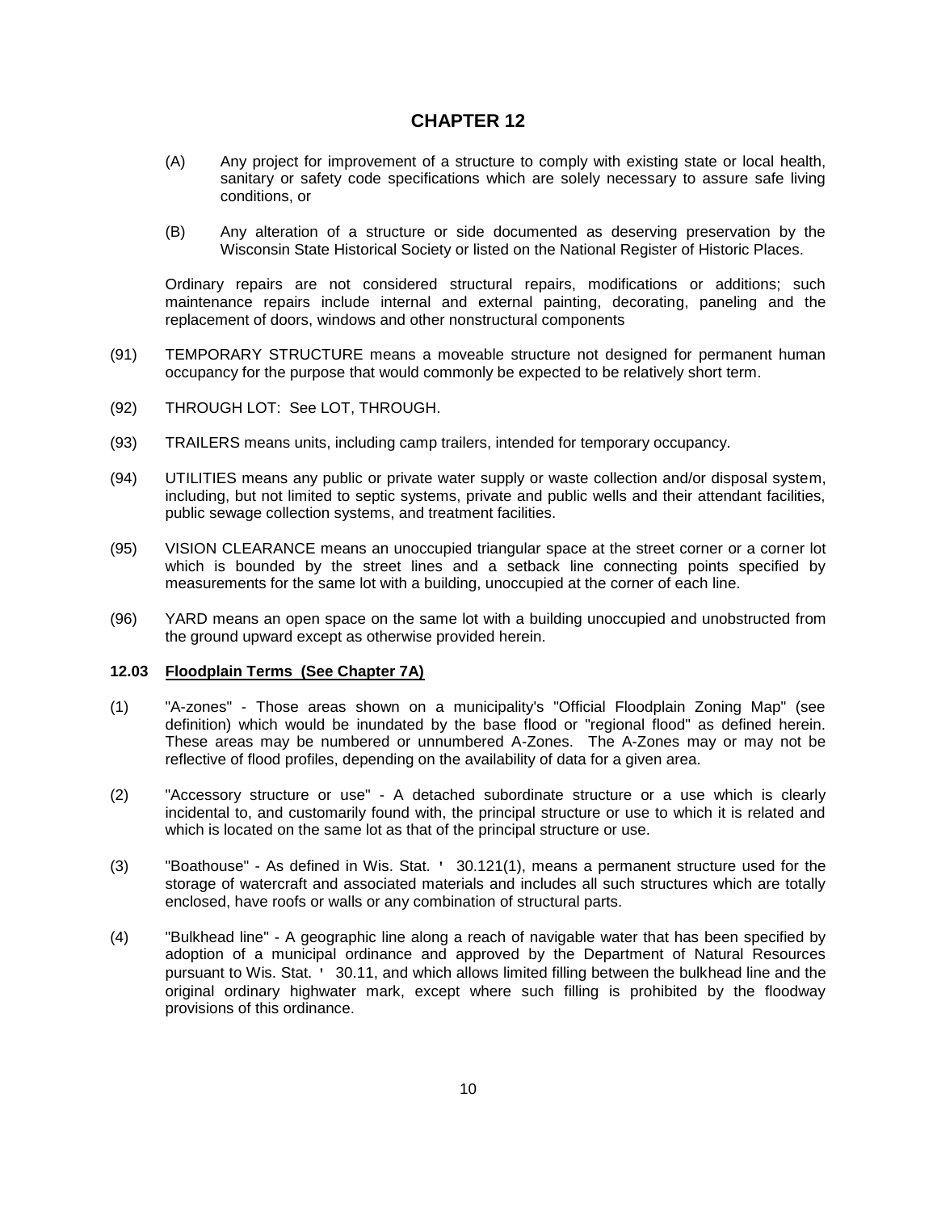# CHAPTER 12

(A) Any project for improvement of a structure to comply with existing state or local health, sanitary or safety code specifications which are solely necessary to assure safe living conditions, or

(B) Any alteration of a structure or side documented as deserving preservation by the Wisconsin State Historical Society or listed on the National Register of Historic Places.

Ordinary repairs are not considered structural repairs, modifications or additions; such maintenance repairs include internal and external painting, decorating, paneling and the replacement of doors, windows and other nonstructural components

(91) TEMPORARY STRUCTURE means a moveable structure not designed for permanent human occupancy for the purpose that would commonly be expected to be relatively short term.

(92) THROUGH LOT: See LOT, THROUGH.

(93) TRAILERS means units, including camp trailers, intended for temporary occupancy.

(94) UTILITIES means any public or private water supply or waste collection and/or disposal system, including, but not limited to septic systems, private and public wells and their attendant facilities, public sewage collection systems, and treatment facilities.

(95) VISION CLEARANCE means an unoccupied triangular space at the street corner or a corner lot which is bounded by the street lines and a setback line connecting points specified by measurements for the same lot with a building, unoccupied at the corner of each line.

(96) YARD means an open space on the same lot with a building unoccupied and unobstructed from the ground upward except as otherwise provided herein.

### 12.03 Floodplain Terms (See Chapter 7A)

(1) "A-zones" - Those areas shown on a municipality's "Official Floodplain Zoning Map" (see definition) which would be inundated by the base flood or "regional flood" as defined herein. These areas may be numbered or unnumbered A-Zones. The A-Zones may or may not be reflective of flood profiles, depending on the availability of data for a given area.

(2) "Accessory structure or use" - A detached subordinate structure or a use which is clearly incidental to, and customarily found with, the principal structure or use to which it is related and which is located on the same lot as that of the principal structure or use.

(3) "Boathouse" - As defined in Wis. Stat. ' 30.121(1), means a permanent structure used for the storage of watercraft and associated materials and includes all such structures which are totally enclosed, have roofs or walls or any combination of structural parts.

(4) "Bulkhead line" - A geographic line along a reach of navigable water that has been specified by adoption of a municipal ordinance and approved by the Department of Natural Resources pursuant to Wis. Stat. ' 30.11, and which allows limited filling between the bulkhead line and the original ordinary highwater mark, except where such filling is prohibited by the floodway provisions of this ordinance.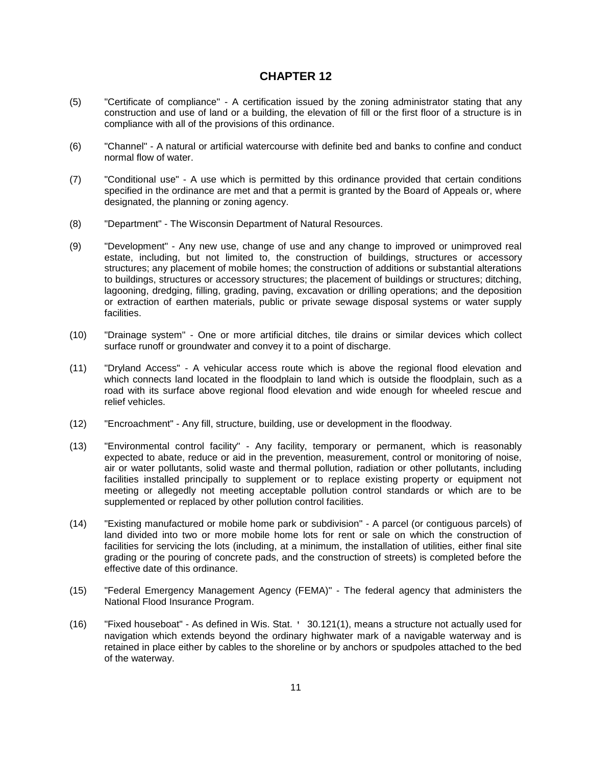## CHAPTER 12

(5) "Certificate of compliance" - A certification issued by the zoning administrator stating that any construction and use of land or a building, the elevation of fill or the first floor of a structure is in compliance with all of the provisions of this ordinance.

(6) "Channel" - A natural or artificial watercourse with definite bed and banks to confine and conduct normal flow of water.

(7) "Conditional use" - A use which is permitted by this ordinance provided that certain conditions specified in the ordinance are met and that a permit is granted by the Board of Appeals or, where designated, the planning or zoning agency.

(8) "Department" - The Wisconsin Department of Natural Resources.

(9) "Development" - Any new use, change of use and any change to improved or unimproved real estate, including, but not limited to, the construction of buildings, structures or accessory structures; any placement of mobile homes; the construction of additions or substantial alterations to buildings, structures or accessory structures; the placement of buildings or structures; ditching, lagooning, dredging, filling, grading, paving, excavation or drilling operations; and the deposition or extraction of earthen materials, public or private sewage disposal systems or water supply facilities.

(10) "Drainage system" - One or more artificial ditches, tile drains or similar devices which collect surface runoff or groundwater and convey it to a point of discharge.

(11) "Dryland Access" - A vehicular access route which is above the regional flood elevation and which connects land located in the floodplain to land which is outside the floodplain, such as a road with its surface above regional flood elevation and wide enough for wheeled rescue and relief vehicles.

(12) "Encroachment" - Any fill, structure, building, use or development in the floodway.

(13) "Environmental control facility" - Any facility, temporary or permanent, which is reasonably expected to abate, reduce or aid in the prevention, measurement, control or monitoring of noise, air or water pollutants, solid waste and thermal pollution, radiation or other pollutants, including facilities installed principally to supplement or to replace existing property or equipment not meeting or allegedly not meeting acceptable pollution control standards or which are to be supplemented or replaced by other pollution control facilities.

(14) "Existing manufactured or mobile home park or subdivision" - A parcel (or contiguous parcels) of land divided into two or more mobile home lots for rent or sale on which the construction of facilities for servicing the lots (including, at a minimum, the installation of utilities, either final site grading or the pouring of concrete pads, and the construction of streets) is completed before the effective date of this ordinance.

(15) "Federal Emergency Management Agency (FEMA)" - The federal agency that administers the National Flood Insurance Program.

(16) "Fixed houseboat" - As defined in Wis. Stat. ' 30.121(1), means a structure not actually used for navigation which extends beyond the ordinary highwater mark of a navigable waterway and is retained in place either by cables to the shoreline or by anchors or spudpoles attached to the bed of the waterway.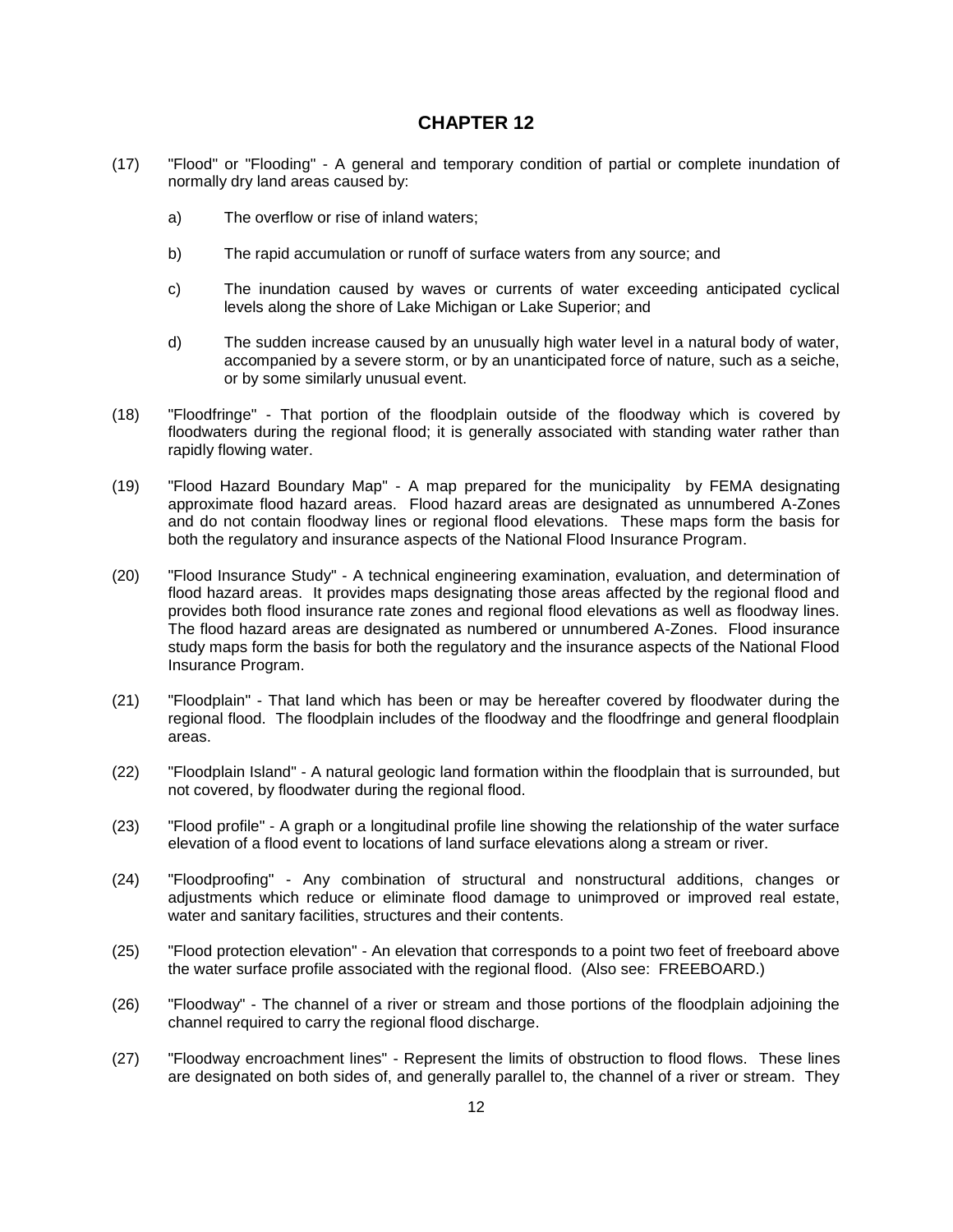## CHAPTER 12

(17) "Flood" or "Flooding" - A general and temporary condition of partial or complete inundation of normally dry land areas caused by:

- a) The overflow or rise of inland waters;
- b) The rapid accumulation or runoff of surface waters from any source; and
- c) The inundation caused by waves or currents of water exceeding anticipated cyclical levels along the shore of Lake Michigan or Lake Superior; and
- d) The sudden increase caused by an unusually high water level in a natural body of water, accompanied by a severe storm, or by an unanticipated force of nature, such as a seiche, or by some similarly unusual event.

(18) "Floodfringe" - That portion of the floodplain outside of the floodway which is covered by floodwaters during the regional flood; it is generally associated with standing water rather than rapidly flowing water.

(19) "Flood Hazard Boundary Map" - A map prepared for the municipality by FEMA designating approximate flood hazard areas. Flood hazard areas are designated as unnumbered A-Zones and do not contain floodway lines or regional flood elevations. These maps form the basis for both the regulatory and insurance aspects of the National Flood Insurance Program.

(20) "Flood Insurance Study" - A technical engineering examination, evaluation, and determination of flood hazard areas. It provides maps designating those areas affected by the regional flood and provides both flood insurance rate zones and regional flood elevations as well as floodway lines. The flood hazard areas are designated as numbered or unnumbered A-Zones. Flood insurance study maps form the basis for both the regulatory and the insurance aspects of the National Flood Insurance Program.

(21) "Floodplain" - That land which has been or may be hereafter covered by floodwater during the regional flood. The floodplain includes of the floodway and the floodfringe and general floodplain areas.

(22) "Floodplain Island" - A natural geologic land formation within the floodplain that is surrounded, but not covered, by floodwater during the regional flood.

(23) "Flood profile" - A graph or a longitudinal profile line showing the relationship of the water surface elevation of a flood event to locations of land surface elevations along a stream or river.

(24) "Floodproofing" - Any combination of structural and nonstructural additions, changes or adjustments which reduce or eliminate flood damage to unimproved or improved real estate, water and sanitary facilities, structures and their contents.

(25) "Flood protection elevation" - An elevation that corresponds to a point two feet of freeboard above the water surface profile associated with the regional flood. (Also see: FREEBOARD.)

(26) "Floodway" - The channel of a river or stream and those portions of the floodplain adjoining the channel required to carry the regional flood discharge.

(27) "Floodway encroachment lines" - Represent the limits of obstruction to flood flows. These lines are designated on both sides of, and generally parallel to, the channel of a river or stream. They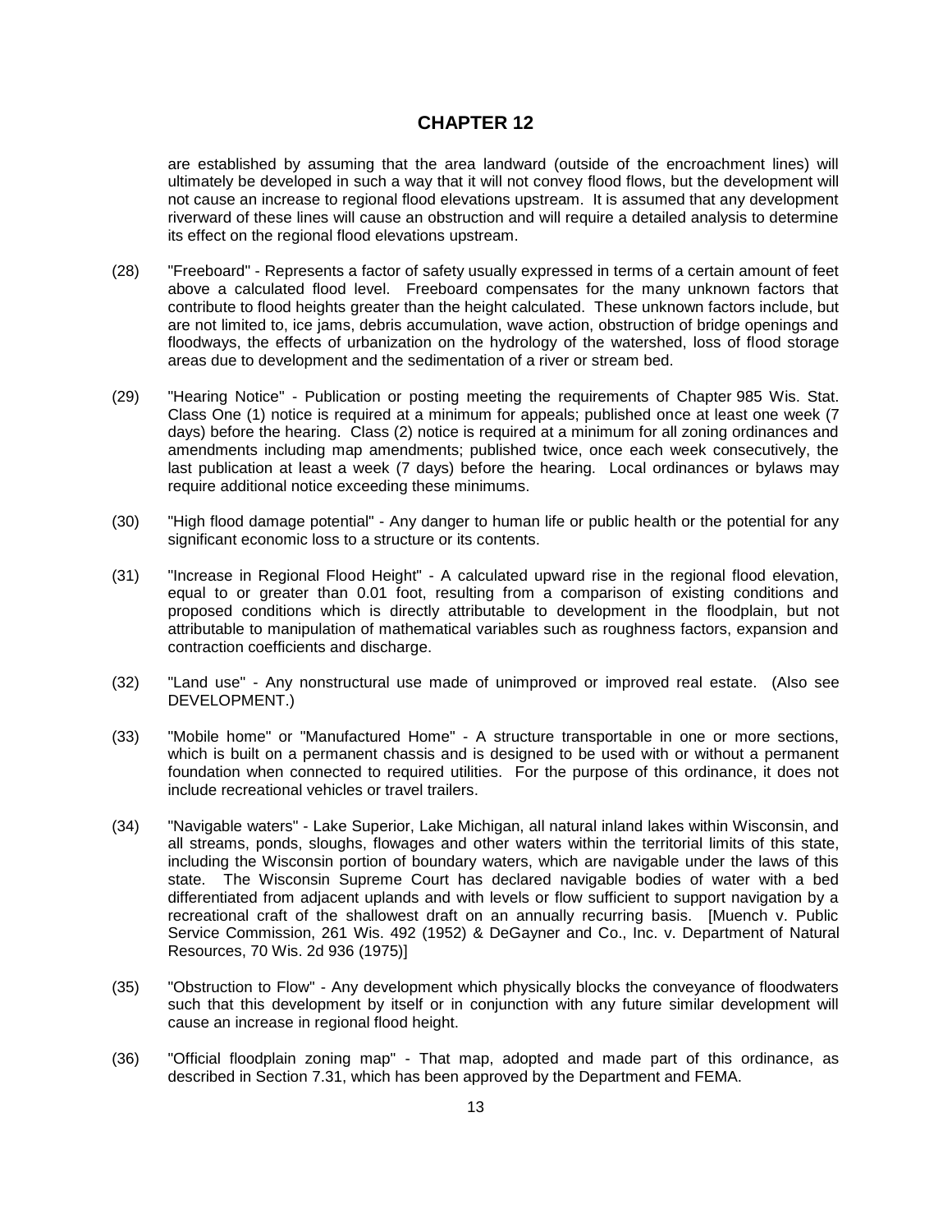# CHAPTER 12

are established by assuming that the area landward (outside of the encroachment lines) will ultimately be developed in such a way that it will not convey flood flows, but the development will not cause an increase to regional flood elevations upstream. It is assumed that any development riverward of these lines will cause an obstruction and will require a detailed analysis to determine its effect on the regional flood elevations upstream.

(28) "Freeboard" - Represents a factor of safety usually expressed in terms of a certain amount of feet above a calculated flood level. Freeboard compensates for the many unknown factors that contribute to flood heights greater than the height calculated. These unknown factors include, but are not limited to, ice jams, debris accumulation, wave action, obstruction of bridge openings and floodways, the effects of urbanization on the hydrology of the watershed, loss of flood storage areas due to development and the sedimentation of a river or stream bed.

(29) "Hearing Notice" - Publication or posting meeting the requirements of Chapter 985 Wis. Stat. Class One (1) notice is required at a minimum for appeals; published once at least one week (7 days) before the hearing. Class (2) notice is required at a minimum for all zoning ordinances and amendments including map amendments; published twice, once each week consecutively, the last publication at least a week (7 days) before the hearing. Local ordinances or bylaws may require additional notice exceeding these minimums.

(30) "High flood damage potential" - Any danger to human life or public health or the potential for any significant economic loss to a structure or its contents.

(31) "Increase in Regional Flood Height" - A calculated upward rise in the regional flood elevation, equal to or greater than 0.01 foot, resulting from a comparison of existing conditions and proposed conditions which is directly attributable to development in the floodplain, but not attributable to manipulation of mathematical variables such as roughness factors, expansion and contraction coefficients and discharge.

(32) "Land use" - Any nonstructural use made of unimproved or improved real estate. (Also see DEVELOPMENT.)

(33) "Mobile home" or "Manufactured Home" - A structure transportable in one or more sections, which is built on a permanent chassis and is designed to be used with or without a permanent foundation when connected to required utilities. For the purpose of this ordinance, it does not include recreational vehicles or travel trailers.

(34) "Navigable waters" - Lake Superior, Lake Michigan, all natural inland lakes within Wisconsin, and all streams, ponds, sloughs, flowages and other waters within the territorial limits of this state, including the Wisconsin portion of boundary waters, which are navigable under the laws of this state. The Wisconsin Supreme Court has declared navigable bodies of water with a bed differentiated from adjacent uplands and with levels or flow sufficient to support navigation by a recreational craft of the shallowest draft on an annually recurring basis. [Muench v. Public Service Commission, 261 Wis. 492 (1952) & DeGayner and Co., Inc. v. Department of Natural Resources, 70 Wis. 2d 936 (1975)]

(35) "Obstruction to Flow" - Any development which physically blocks the conveyance of floodwaters such that this development by itself or in conjunction with any future similar development will cause an increase in regional flood height.

(36) "Official floodplain zoning map" - That map, adopted and made part of this ordinance, as described in Section 7.31, which has been approved by the Department and FEMA.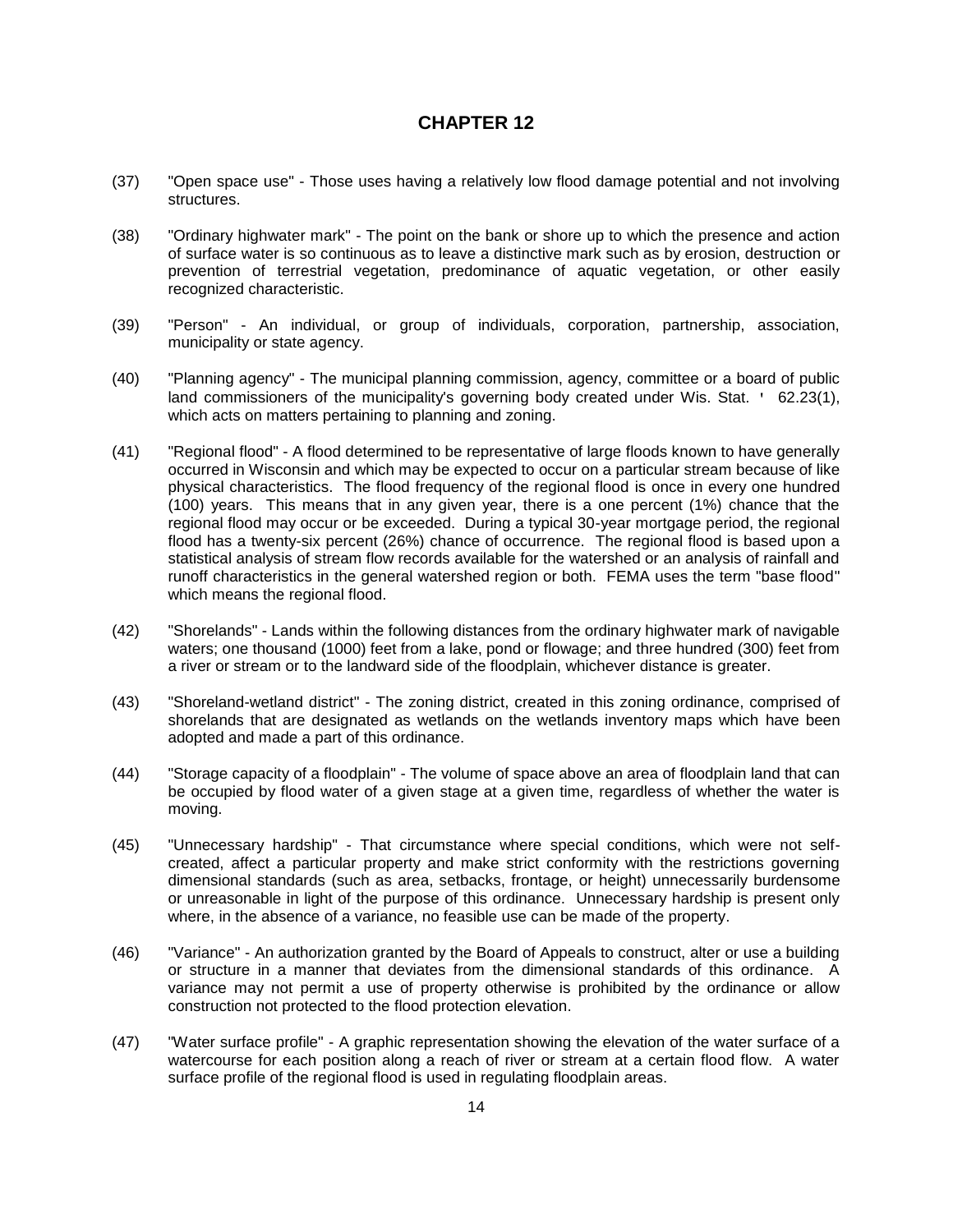## CHAPTER 12

(37) "Open space use" - Those uses having a relatively low flood damage potential and not involving structures.

(38) "Ordinary highwater mark" - The point on the bank or shore up to which the presence and action of surface water is so continuous as to leave a distinctive mark such as by erosion, destruction or prevention of terrestrial vegetation, predominance of aquatic vegetation, or other easily recognized characteristic.

(39) "Person" - An individual, or group of individuals, corporation, partnership, association, municipality or state agency.

(40) "Planning agency" - The municipal planning commission, agency, committee or a board of public land commissioners of the municipality's governing body created under Wis. Stat. ' 62.23(1), which acts on matters pertaining to planning and zoning.

(41) "Regional flood" - A flood determined to be representative of large floods known to have generally occurred in Wisconsin and which may be expected to occur on a particular stream because of like physical characteristics. The flood frequency of the regional flood is once in every one hundred (100) years. This means that in any given year, there is a one percent (1%) chance that the regional flood may occur or be exceeded. During a typical 30-year mortgage period, the regional flood has a twenty-six percent (26%) chance of occurrence. The regional flood is based upon a statistical analysis of stream flow records available for the watershed or an analysis of rainfall and runoff characteristics in the general watershed region or both. FEMA uses the term "base flood" which means the regional flood.

(42) "Shorelands" - Lands within the following distances from the ordinary highwater mark of navigable waters; one thousand (1000) feet from a lake, pond or flowage; and three hundred (300) feet from a river or stream or to the landward side of the floodplain, whichever distance is greater.

(43) "Shoreland-wetland district" - The zoning district, created in this zoning ordinance, comprised of shorelands that are designated as wetlands on the wetlands inventory maps which have been adopted and made a part of this ordinance.

(44) "Storage capacity of a floodplain" - The volume of space above an area of floodplain land that can be occupied by flood water of a given stage at a given time, regardless of whether the water is moving.

(45) "Unnecessary hardship" - That circumstance where special conditions, which were not self-created, affect a particular property and make strict conformity with the restrictions governing dimensional standards (such as area, setbacks, frontage, or height) unnecessarily burdensome or unreasonable in light of the purpose of this ordinance. Unnecessary hardship is present only where, in the absence of a variance, no feasible use can be made of the property.

(46) "Variance" - An authorization granted by the Board of Appeals to construct, alter or use a building or structure in a manner that deviates from the dimensional standards of this ordinance. A variance may not permit a use of property otherwise is prohibited by the ordinance or allow construction not protected to the flood protection elevation.

(47) "Water surface profile" - A graphic representation showing the elevation of the water surface of a watercourse for each position along a reach of river or stream at a certain flood flow. A water surface profile of the regional flood is used in regulating floodplain areas.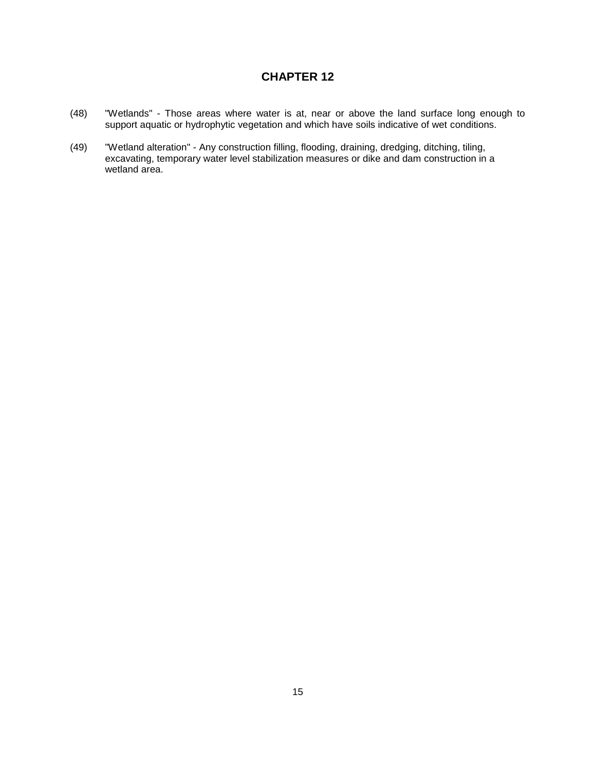# CHAPTER 12

(48) "Wetlands" - Those areas where water is at, near or above the land surface long enough to support aquatic or hydrophytic vegetation and which have soils indicative of wet conditions.

(49) "Wetland alteration" - Any construction filling, flooding, draining, dredging, ditching, tiling, excavating, temporary water level stabilization measures or dike and dam construction in a wetland area.